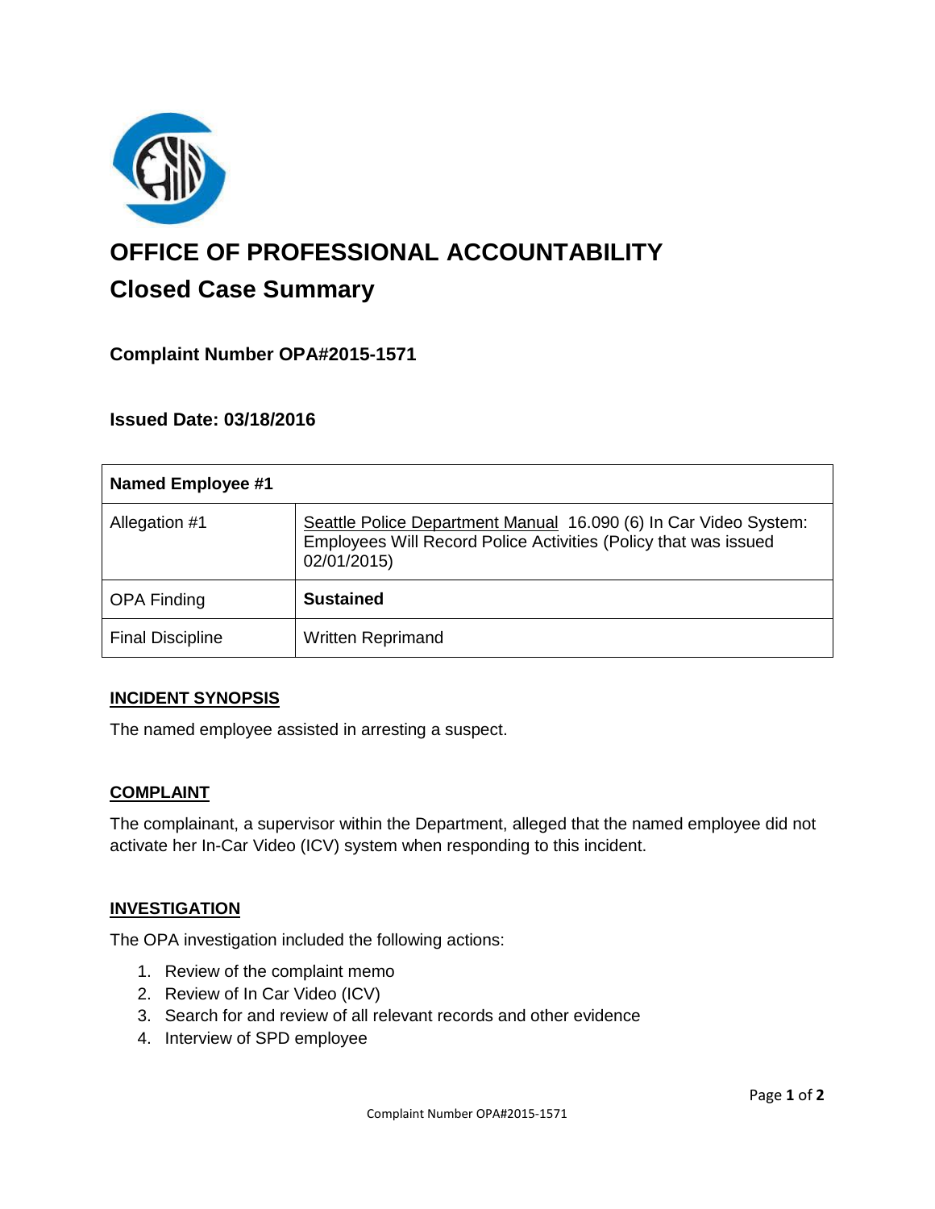# OFFICE OF PROFESSIONAL ACCOUNTABILITY

## Closed Case Summary

### Complaint Number OPA#2015-1571

### Issued Date: 03/18/2016

| Named Employee #1 | |
|---|---|
| Allegation #1 | Seattle Police Department Manual 16.090 (6) In Car Video System: Employees Will Record Police Activities (Policy that was issued 02/01/2015) |
| OPA Finding | **Sustained** |
| Final Discipline | Written Reprimand |

**INCIDENT SYNOPSIS**

The named employee assisted in arresting a suspect.

**COMPLAINT**

The complainant, a supervisor within the Department, alleged that the named employee did not activate her In-Car Video (ICV) system when responding to this incident.

**INVESTIGATION**

The OPA investigation included the following actions:

1. Review of the complaint memo
2. Review of In Car Video (ICV)
3. Search for and review of all relevant records and other evidence
4. Interview of SPD employee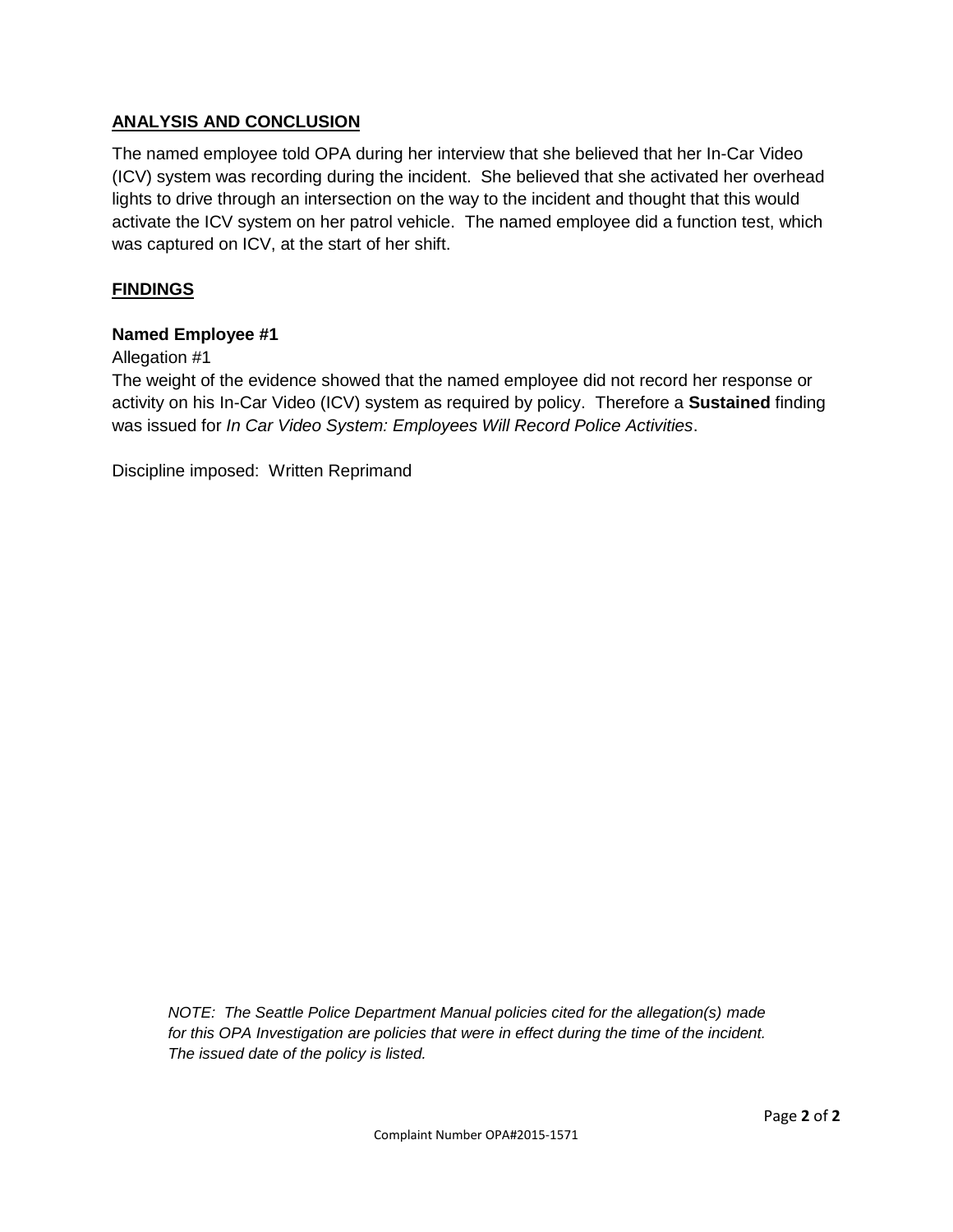## ANALYSIS AND CONCLUSION

The named employee told OPA during her interview that she believed that her In-Car Video (ICV) system was recording during the incident. She believed that she activated her overhead lights to drive through an intersection on the way to the incident and thought that this would activate the ICV system on her patrol vehicle. The named employee did a function test, which was captured on ICV, at the start of her shift.

## FINDINGS

**Named Employee #1**

Allegation #1

The weight of the evidence showed that the named employee did not record her response or activity on his In-Car Video (ICV) system as required by policy. Therefore a **Sustained** finding was issued for *In Car Video System: Employees Will Record Police Activities*.

Discipline imposed: Written Reprimand

*NOTE: The Seattle Police Department Manual policies cited for the allegation(s) made for this OPA Investigation are policies that were in effect during the time of the incident. The issued date of the policy is listed.*

Complaint Number OPA#2015-1571